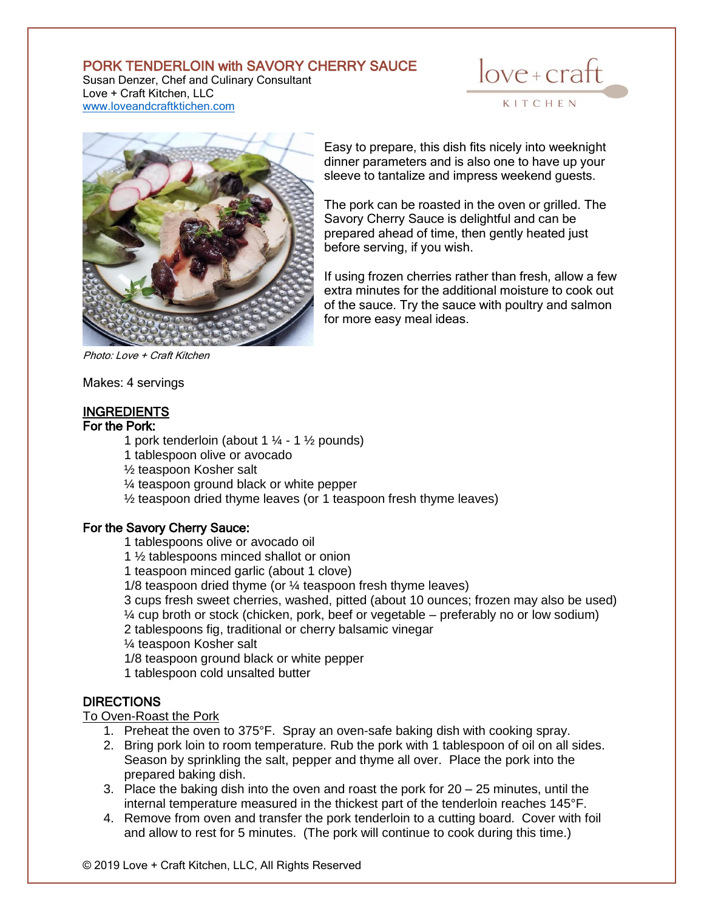# PORK TENDERLOIN with SAVORY CHERRY SAUCE

Susan Denzer, Chef and Culinary Consultant
Love + Craft Kitchen, LLC
www.loveandcraftkitchen.com

*Photo: Love + Craft Kitchen*

Easy to prepare, this dish fits nicely into weeknight dinner parameters and is also one to have up your sleeve to tantalize and impress weekend guests.

The pork can be roasted in the oven or grilled. The Savory Cherry Sauce is delightful and can be prepared ahead of time, then gently heated just before serving, if you wish.

If using frozen cherries rather than fresh, allow a few extra minutes for the additional moisture to cook out of the sauce. Try the sauce with poultry and salmon for more easy meal ideas.

Makes: 4 servings

## INGREDIENTS

### For the Pork:

- 1 pork tenderloin (about 1 ¼ - 1 ½ pounds)
- 1 tablespoon olive or avocado
- ½ teaspoon Kosher salt
- ¼ teaspoon ground black or white pepper
- ½ teaspoon dried thyme leaves (or 1 teaspoon fresh thyme leaves)

### For the Savory Cherry Sauce:

- 1 tablespoons olive or avocado oil
- 1 ½ tablespoons minced shallot or onion
- 1 teaspoon minced garlic (about 1 clove)
- 1/8 teaspoon dried thyme (or ¼ teaspoon fresh thyme leaves)
- 3 cups fresh sweet cherries, washed, pitted (about 10 ounces; frozen may also be used)
- ¼ cup broth or stock (chicken, pork, beef or vegetable – preferably no or low sodium)
- 2 tablespoons fig, traditional or cherry balsamic vinegar
- ¼ teaspoon Kosher salt
- 1/8 teaspoon ground black or white pepper
- 1 tablespoon cold unsalted butter

## DIRECTIONS

### To Oven-Roast the Pork

1. Preheat the oven to 375°F. Spray an oven-safe baking dish with cooking spray.
2. Bring pork loin to room temperature. Rub the pork with 1 tablespoon of oil on all sides. Season by sprinkling the salt, pepper and thyme all over. Place the pork into the prepared baking dish.
3. Place the baking dish into the oven and roast the pork for 20 – 25 minutes, until the internal temperature measured in the thickest part of the tenderloin reaches 145°F.
4. Remove from oven and transfer the pork tenderloin to a cutting board. Cover with foil and allow to rest for 5 minutes. (The pork will continue to cook during this time.)

© 2019 Love + Craft Kitchen, LLC, All Rights Reserved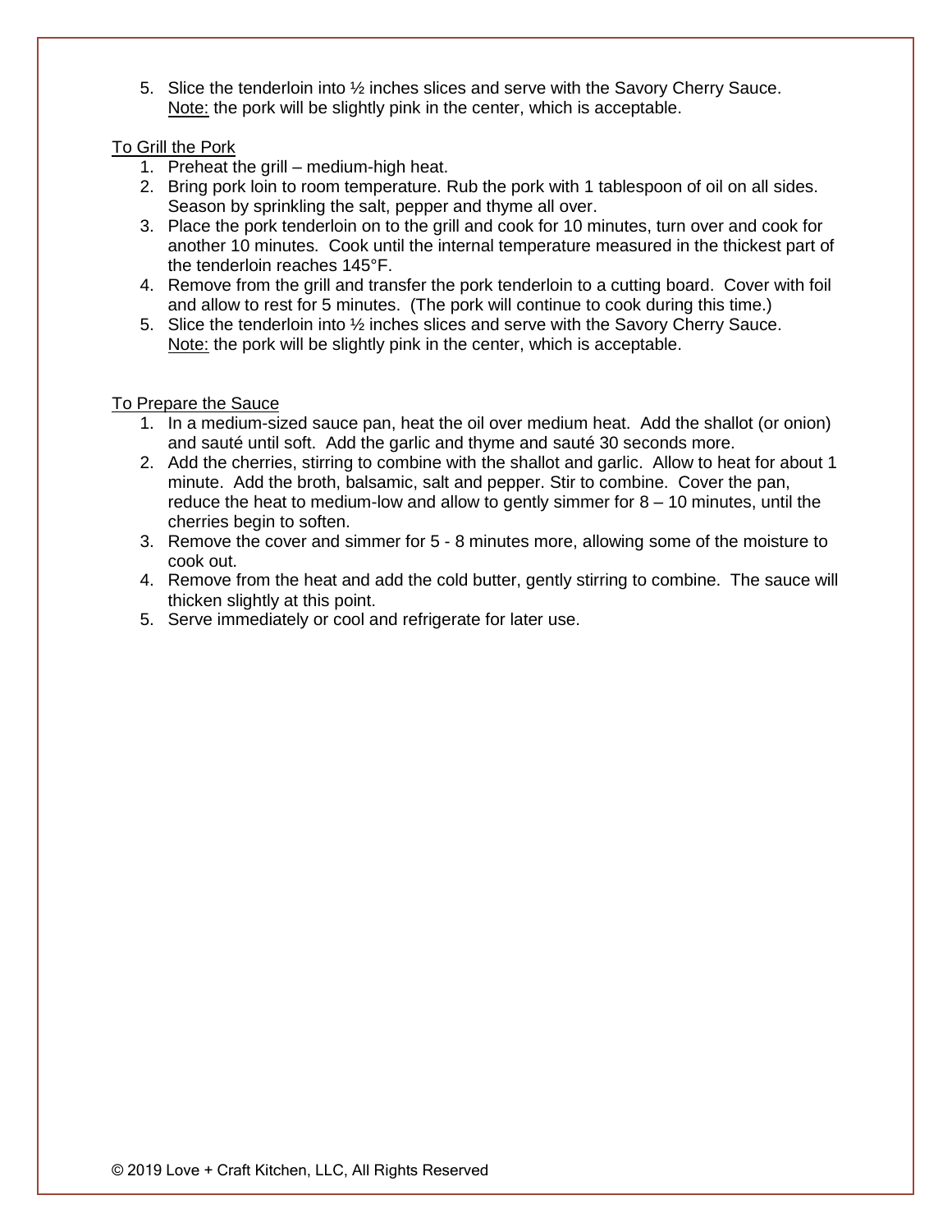5. Slice the tenderloin into ½ inches slices and serve with the Savory Cherry Sauce.
   Note: the pork will be slightly pink in the center, which is acceptable.

To Grill the Pork

1. Preheat the grill – medium-high heat.
2. Bring pork loin to room temperature. Rub the pork with 1 tablespoon of oil on all sides. Season by sprinkling the salt, pepper and thyme all over.
3. Place the pork tenderloin on to the grill and cook for 10 minutes, turn over and cook for another 10 minutes. Cook until the internal temperature measured in the thickest part of the tenderloin reaches 145°F.
4. Remove from the grill and transfer the pork tenderloin to a cutting board. Cover with foil and allow to rest for 5 minutes. (The pork will continue to cook during this time.)
5. Slice the tenderloin into ½ inches slices and serve with the Savory Cherry Sauce.
   Note: the pork will be slightly pink in the center, which is acceptable.

To Prepare the Sauce

1. In a medium-sized sauce pan, heat the oil over medium heat. Add the shallot (or onion) and sauté until soft. Add the garlic and thyme and sauté 30 seconds more.
2. Add the cherries, stirring to combine with the shallot and garlic. Allow to heat for about 1 minute. Add the broth, balsamic, salt and pepper. Stir to combine. Cover the pan, reduce the heat to medium-low and allow to gently simmer for 8 – 10 minutes, until the cherries begin to soften.
3. Remove the cover and simmer for 5 - 8 minutes more, allowing some of the moisture to cook out.
4. Remove from the heat and add the cold butter, gently stirring to combine. The sauce will thicken slightly at this point.
5. Serve immediately or cool and refrigerate for later use.

© 2019 Love + Craft Kitchen, LLC, All Rights Reserved